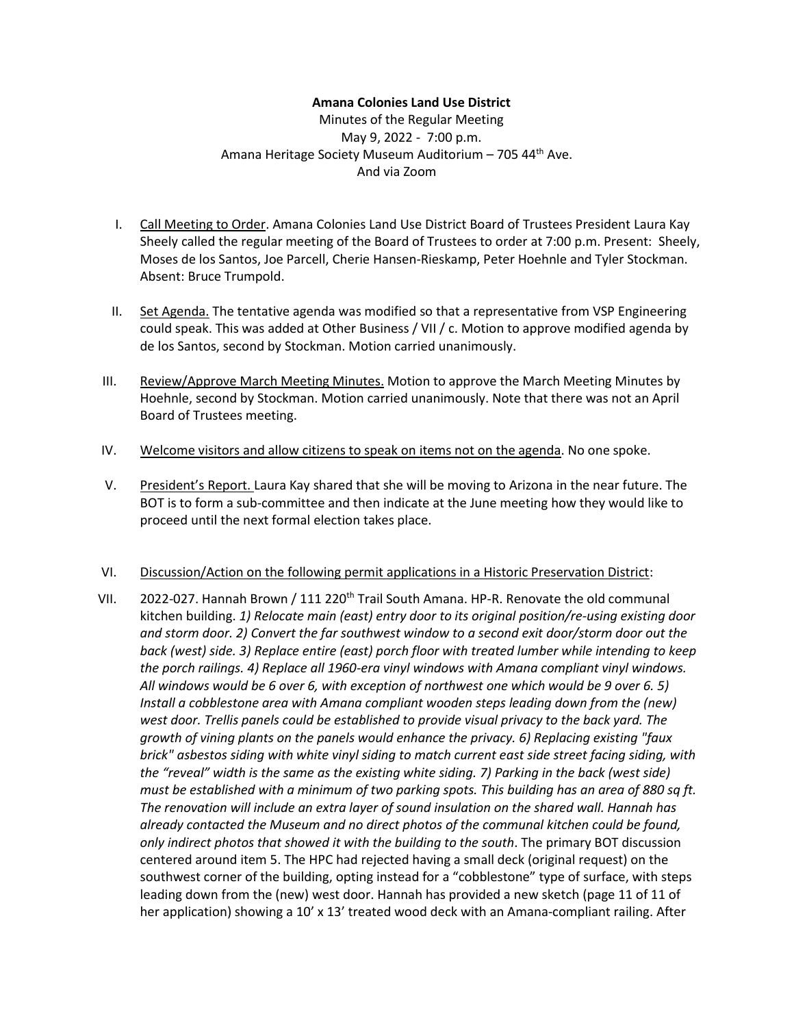**Amana Colonies Land Use District**

Minutes of the Regular Meeting

May 9, 2022 - 7:00 p.m.

Amana Heritage Society Museum Auditorium – 705 44th Ave.

And via Zoom

I. Call Meeting to Order. Amana Colonies Land Use District Board of Trustees President Laura Kay Sheely called the regular meeting of the Board of Trustees to order at 7:00 p.m. Present: Sheely, Moses de los Santos, Joe Parcell, Cherie Hansen-Rieskamp, Peter Hoehnle and Tyler Stockman. Absent: Bruce Trumpold.

II. Set Agenda. The tentative agenda was modified so that a representative from VSP Engineering could speak. This was added at Other Business / VII / c. Motion to approve modified agenda by de los Santos, second by Stockman. Motion carried unanimously.

III. Review/Approve March Meeting Minutes. Motion to approve the March Meeting Minutes by Hoehnle, second by Stockman. Motion carried unanimously. Note that there was not an April Board of Trustees meeting.

IV. Welcome visitors and allow citizens to speak on items not on the agenda. No one spoke.

V. President's Report. Laura Kay shared that she will be moving to Arizona in the near future. The BOT is to form a sub-committee and then indicate at the June meeting how they would like to proceed until the next formal election takes place.

VI. Discussion/Action on the following permit applications in a Historic Preservation District:

VII. 2022-027. Hannah Brown / 111 220th Trail South Amana. HP-R. Renovate the old communal kitchen building. *1) Relocate main (east) entry door to its original position/re-using existing door and storm door. 2) Convert the far southwest window to a second exit door/storm door out the back (west) side. 3) Replace entire (east) porch floor with treated lumber while intending to keep the porch railings. 4) Replace all 1960-era vinyl windows with Amana compliant vinyl windows. All windows would be 6 over 6, with exception of northwest one which would be 9 over 6. 5) Install a cobblestone area with Amana compliant wooden steps leading down from the (new) west door. Trellis panels could be established to provide visual privacy to the back yard. The growth of vining plants on the panels would enhance the privacy. 6) Replacing existing "faux brick" asbestos siding with white vinyl siding to match current east side street facing siding, with the "reveal" width is the same as the existing white siding. 7) Parking in the back (west side) must be established with a minimum of two parking spots. This building has an area of 880 sq ft. The renovation will include an extra layer of sound insulation on the shared wall. Hannah has already contacted the Museum and no direct photos of the communal kitchen could be found, only indirect photos that showed it with the building to the south*. The primary BOT discussion centered around item 5. The HPC had rejected having a small deck (original request) on the southwest corner of the building, opting instead for a "cobblestone" type of surface, with steps leading down from the (new) west door. Hannah has provided a new sketch (page 11 of 11 of her application) showing a 10' x 13' treated wood deck with an Amana-compliant railing. After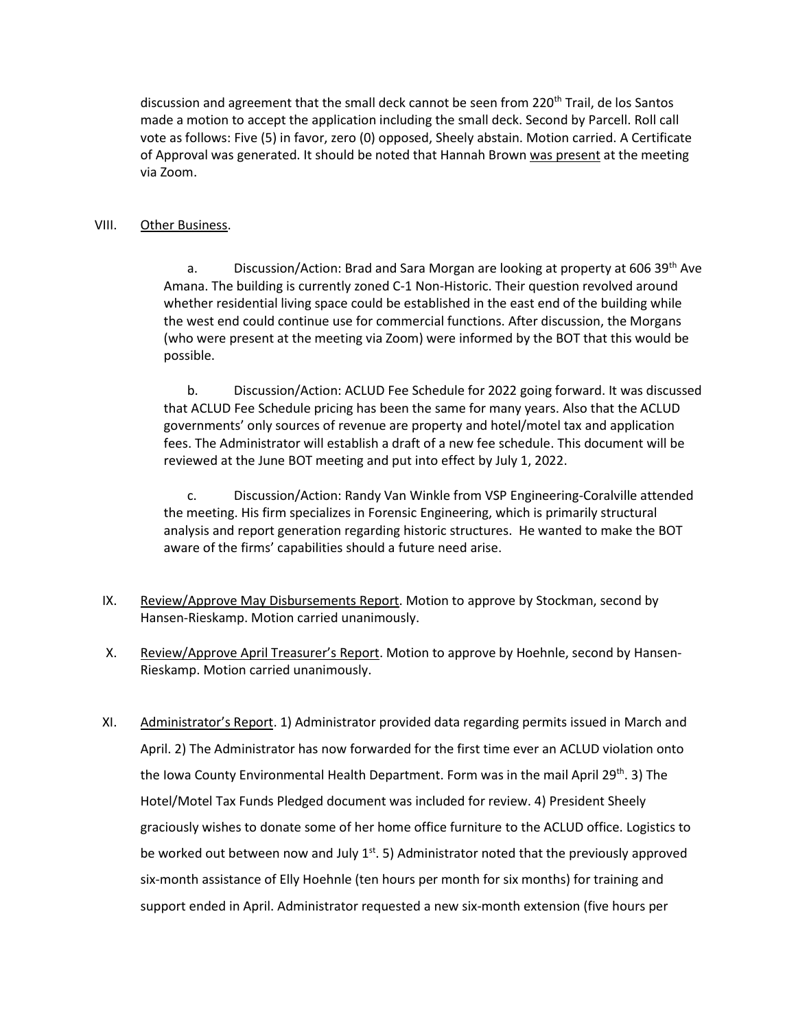discussion and agreement that the small deck cannot be seen from 220th Trail, de los Santos made a motion to accept the application including the small deck. Second by Parcell. Roll call vote as follows: Five (5) in favor, zero (0) opposed, Sheely abstain. Motion carried. A Certificate of Approval was generated. It should be noted that Hannah Brown was present at the meeting via Zoom.

VIII. Other Business.

a. Discussion/Action: Brad and Sara Morgan are looking at property at 606 39th Ave Amana. The building is currently zoned C-1 Non-Historic. Their question revolved around whether residential living space could be established in the east end of the building while the west end could continue use for commercial functions. After discussion, the Morgans (who were present at the meeting via Zoom) were informed by the BOT that this would be possible.

b. Discussion/Action: ACLUD Fee Schedule for 2022 going forward. It was discussed that ACLUD Fee Schedule pricing has been the same for many years. Also that the ACLUD governments' only sources of revenue are property and hotel/motel tax and application fees. The Administrator will establish a draft of a new fee schedule. This document will be reviewed at the June BOT meeting and put into effect by July 1, 2022.

c. Discussion/Action: Randy Van Winkle from VSP Engineering-Coralville attended the meeting. His firm specializes in Forensic Engineering, which is primarily structural analysis and report generation regarding historic structures. He wanted to make the BOT aware of the firms' capabilities should a future need arise.

IX. Review/Approve May Disbursements Report. Motion to approve by Stockman, second by Hansen-Rieskamp. Motion carried unanimously.

X. Review/Approve April Treasurer's Report. Motion to approve by Hoehnle, second by Hansen-Rieskamp. Motion carried unanimously.

XI. Administrator's Report. 1) Administrator provided data regarding permits issued in March and April. 2) The Administrator has now forwarded for the first time ever an ACLUD violation onto the Iowa County Environmental Health Department. Form was in the mail April 29th. 3) The Hotel/Motel Tax Funds Pledged document was included for review. 4) President Sheely graciously wishes to donate some of her home office furniture to the ACLUD office. Logistics to be worked out between now and July 1st. 5) Administrator noted that the previously approved six-month assistance of Elly Hoehnle (ten hours per month for six months) for training and support ended in April. Administrator requested a new six-month extension (five hours per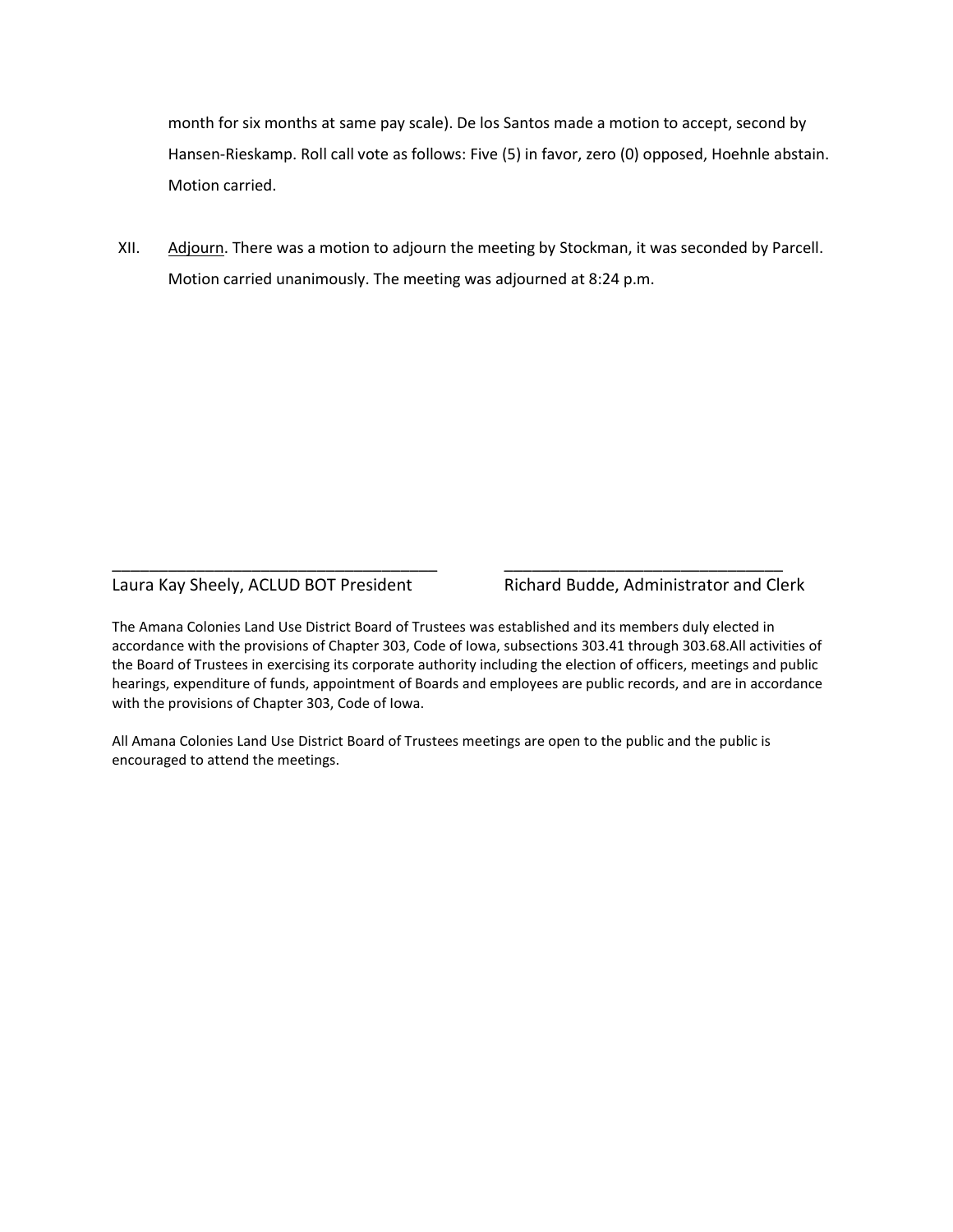month for six months at same pay scale). De los Santos made a motion to accept, second by Hansen-Rieskamp. Roll call vote as follows: Five (5) in favor, zero (0) opposed, Hoehnle abstain. Motion carried.

XII. Adjourn. There was a motion to adjourn the meeting by Stockman, it was seconded by Parcell. Motion carried unanimously. The meeting was adjourned at 8:24 p.m.

____________________________________
Laura Kay Sheely, ACLUD BOT President

____________________________________
Richard Budde, Administrator and Clerk

The Amana Colonies Land Use District Board of Trustees was established and its members duly elected in accordance with the provisions of Chapter 303, Code of Iowa, subsections 303.41 through 303.68.All activities of the Board of Trustees in exercising its corporate authority including the election of officers, meetings and public hearings, expenditure of funds, appointment of Boards and employees are public records, and are in accordance with the provisions of Chapter 303, Code of Iowa.

All Amana Colonies Land Use District Board of Trustees meetings are open to the public and the public is encouraged to attend the meetings.